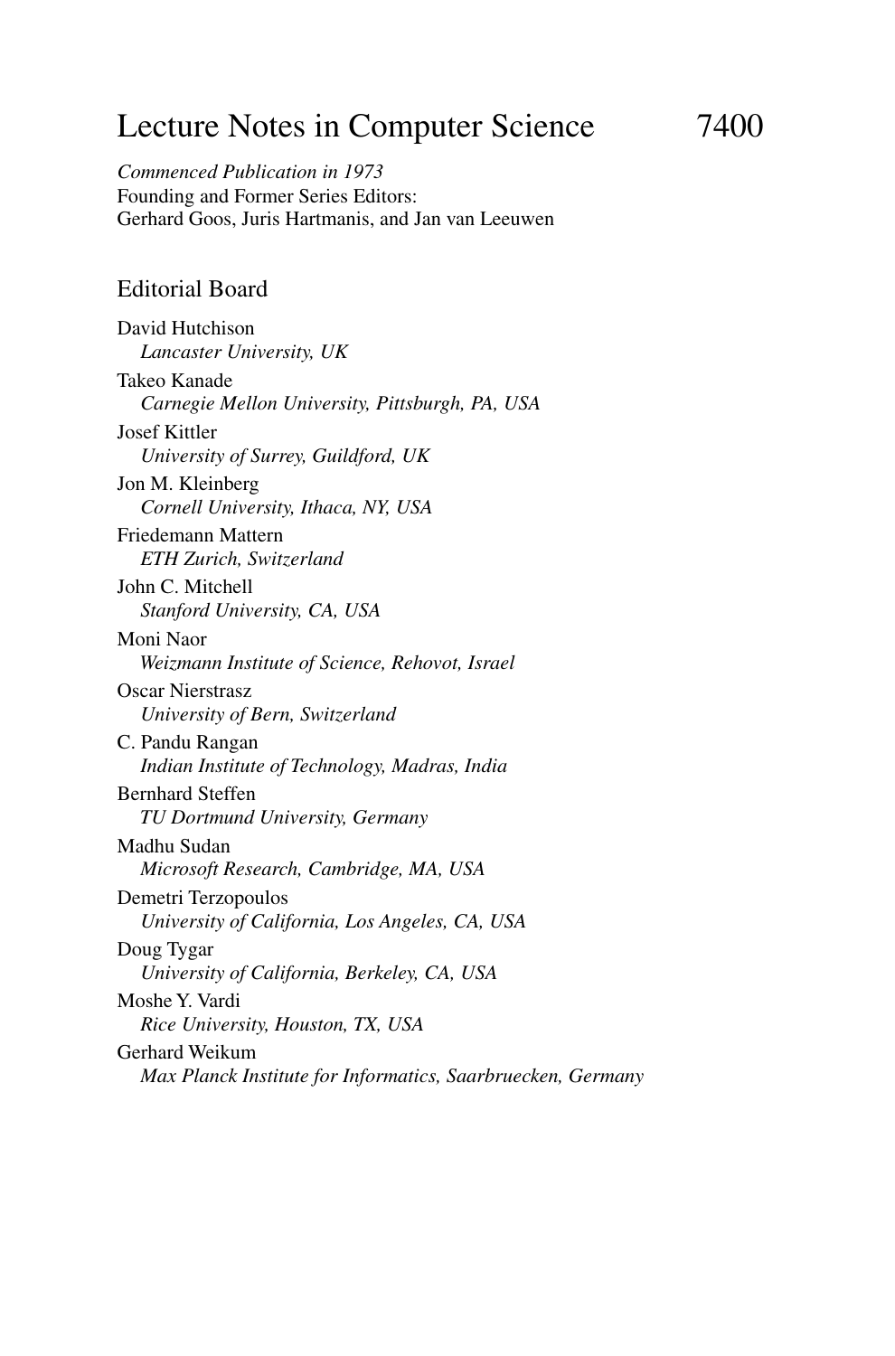# Lecture Notes in Computer Science 7400

*Commenced Publication in 1973*
Founding and Former Series Editors:
Gerhard Goos, Juris Hartmanis, and Jan van Leeuwen

## Editorial Board

David Hutchison
*Lancaster University, UK*

Takeo Kanade
*Carnegie Mellon University, Pittsburgh, PA, USA*

Josef Kittler
*University of Surrey, Guildford, UK*

Jon M. Kleinberg
*Cornell University, Ithaca, NY, USA*

Friedemann Mattern
*ETH Zurich, Switzerland*

John C. Mitchell
*Stanford University, CA, USA*

Moni Naor
*Weizmann Institute of Science, Rehovot, Israel*

Oscar Nierstrasz
*University of Bern, Switzerland*

C. Pandu Rangan
*Indian Institute of Technology, Madras, India*

Bernhard Steffen
*TU Dortmund University, Germany*

Madhu Sudan
*Microsoft Research, Cambridge, MA, USA*

Demetri Terzopoulos
*University of California, Los Angeles, CA, USA*

Doug Tygar
*University of California, Berkeley, CA, USA*

Moshe Y. Vardi
*Rice University, Houston, TX, USA*

Gerhard Weikum
*Max Planck Institute for Informatics, Saarbruecken, Germany*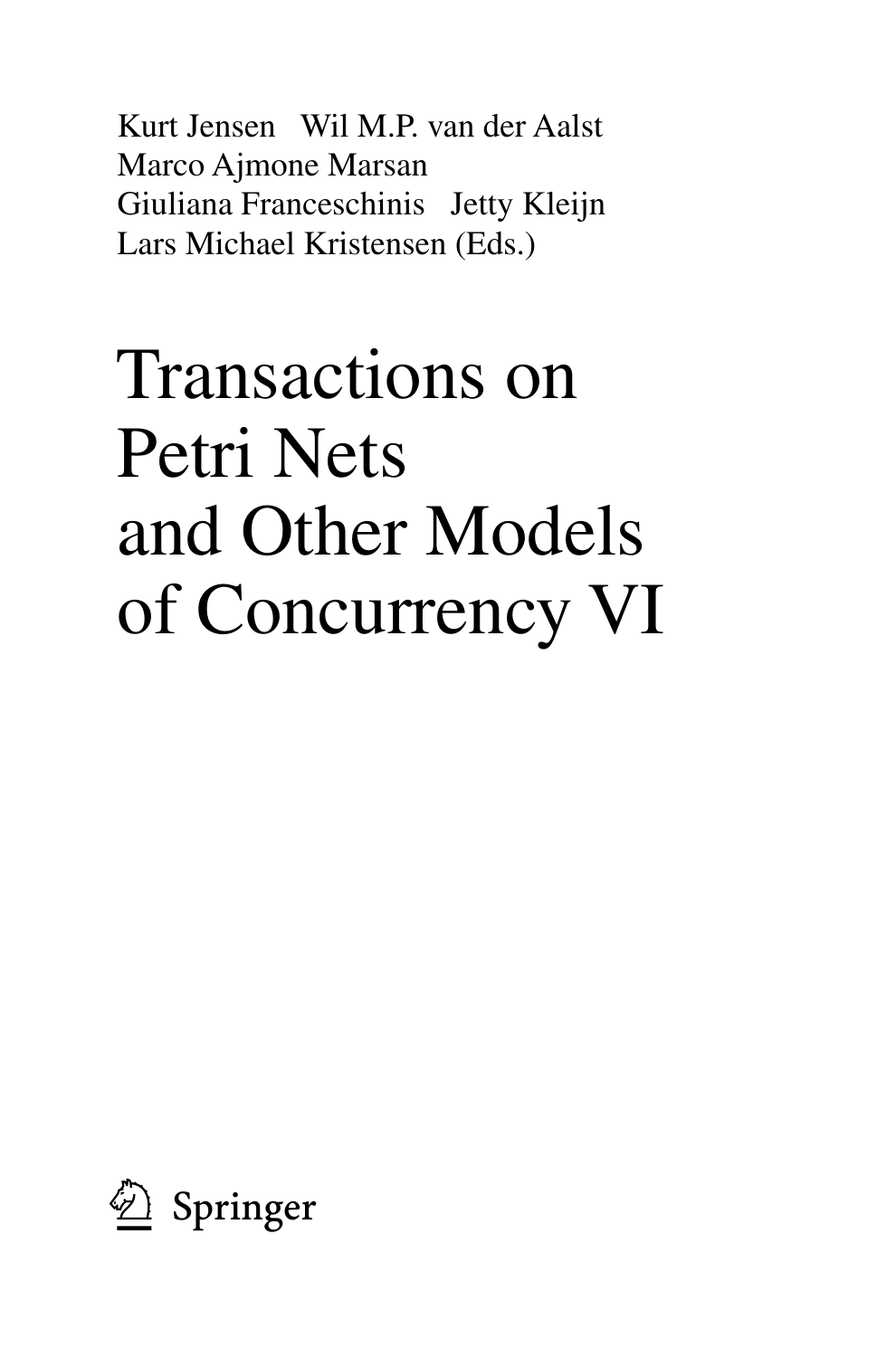Kurt Jensen   Wil M.P. van der Aalst
Marco Ajmone Marsan
Giuliana Franceschinis   Jetty Kleijn
Lars Michael Kristensen (Eds.)

# Transactions on Petri Nets and Other Models of Concurrency VI

Springer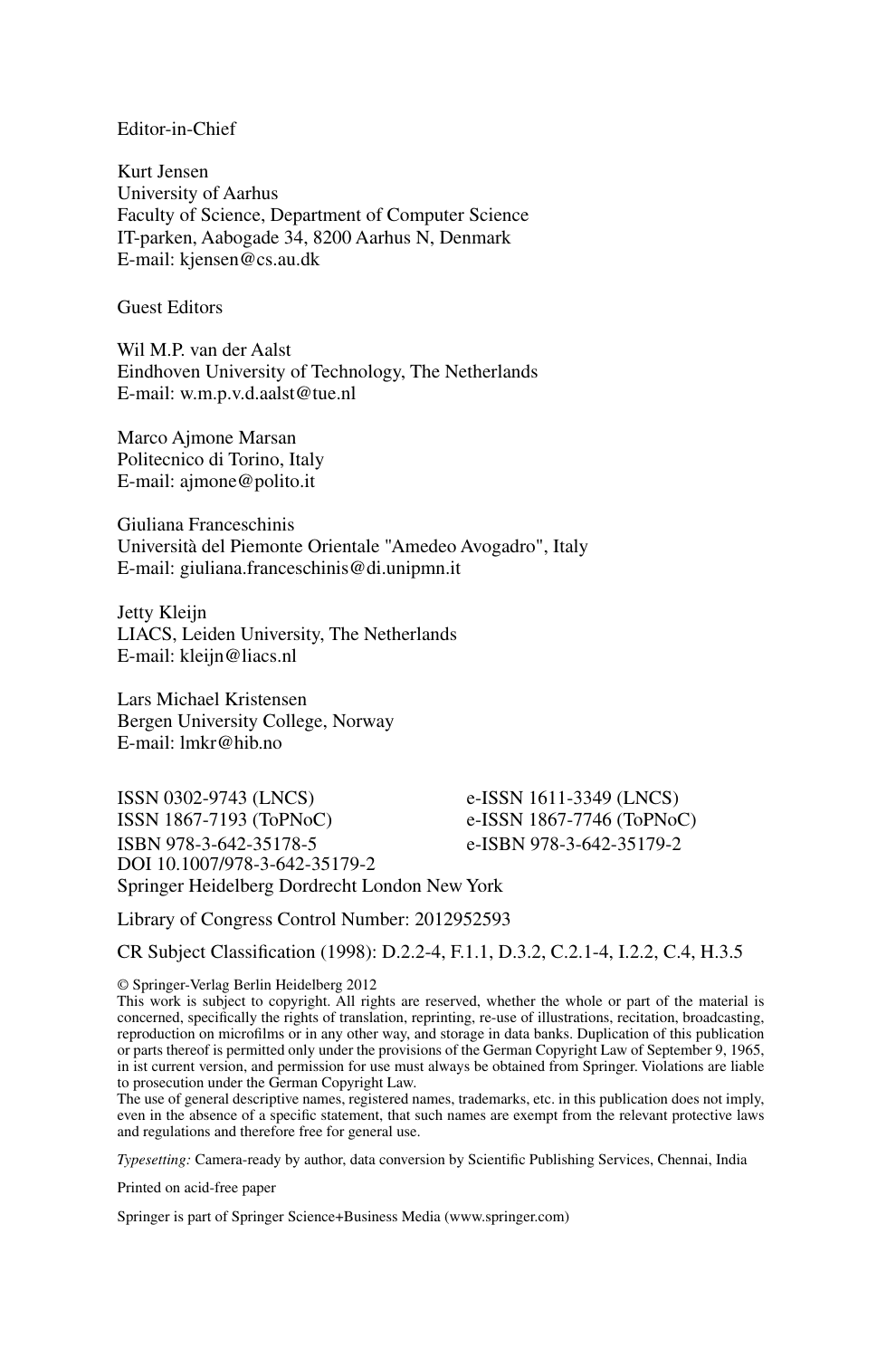Editor-in-Chief

Kurt Jensen  
University of Aarhus  
Faculty of Science, Department of Computer Science  
IT-parken, Aabogade 34, 8200 Aarhus N, Denmark  
E-mail: kjensen@cs.au.dk

Guest Editors

Wil M.P. van der Aalst  
Eindhoven University of Technology, The Netherlands  
E-mail: w.m.p.v.d.aalst@tue.nl

Marco Ajmone Marsan  
Politecnico di Torino, Italy  
E-mail: ajmone@polito.it

Giuliana Franceschinis  
Università del Piemonte Orientale "Amedeo Avogadro", Italy  
E-mail: giuliana.franceschinis@di.unipmn.it

Jetty Kleijn  
LIACS, Leiden University, The Netherlands  
E-mail: kleijn@liacs.nl

Lars Michael Kristensen  
Bergen University College, Norway  
E-mail: lmkr@hib.no

ISSN 0302-9743 (LNCS) e-ISSN 1611-3349 (LNCS)  
ISSN 1867-7193 (ToPNoC) e-ISSN 1867-7746 (ToPNoC)  
ISBN 978-3-642-35178-5 e-ISBN 978-3-642-35179-2  
DOI 10.1007/978-3-642-35179-2  
Springer Heidelberg Dordrecht London New York

Library of Congress Control Number: 2012952593

CR Subject Classification (1998): D.2.2-4, F.1.1, D.3.2, C.2.1-4, I.2.2, C.4, H.3.5

© Springer-Verlag Berlin Heidelberg 2012  
This work is subject to copyright. All rights are reserved, whether the whole or part of the material is concerned, specifically the rights of translation, reprinting, re-use of illustrations, recitation, broadcasting, reproduction on microfilms or in any other way, and storage in data banks. Duplication of this publication or parts thereof is permitted only under the provisions of the German Copyright Law of September 9, 1965, in ist current version, and permission for use must always be obtained from Springer. Violations are liable to prosecution under the German Copyright Law.  
The use of general descriptive names, registered names, trademarks, etc. in this publication does not imply, even in the absence of a specific statement, that such names are exempt from the relevant protective laws and regulations and therefore free for general use.

*Typesetting:* Camera-ready by author, data conversion by Scientific Publishing Services, Chennai, India

Printed on acid-free paper

Springer is part of Springer Science+Business Media (www.springer.com)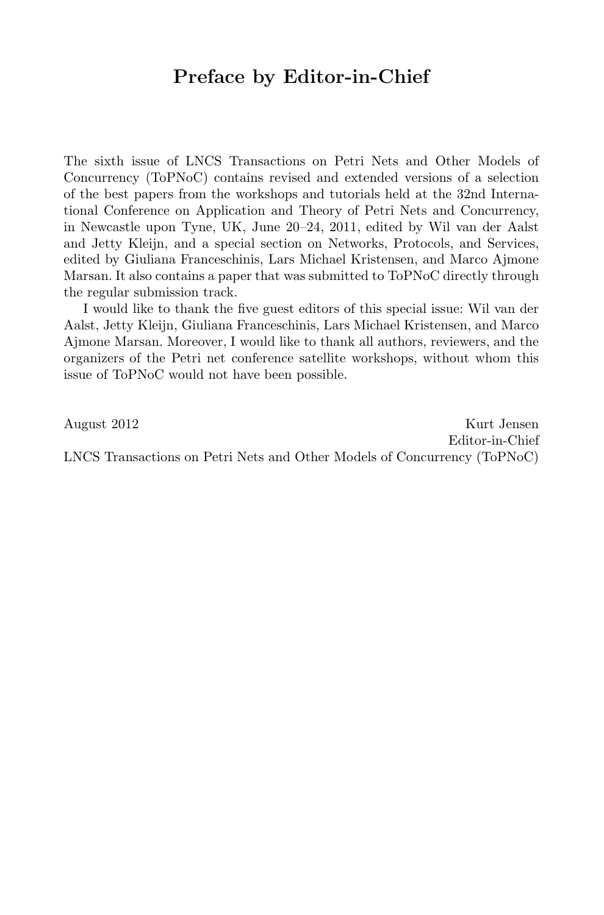# Preface by Editor-in-Chief

The sixth issue of LNCS Transactions on Petri Nets and Other Models of Concurrency (ToPNoC) contains revised and extended versions of a selection of the best papers from the workshops and tutorials held at the 32nd International Conference on Application and Theory of Petri Nets and Concurrency, in Newcastle upon Tyne, UK, June 20–24, 2011, edited by Wil van der Aalst and Jetty Kleijn, and a special section on Networks, Protocols, and Services, edited by Giuliana Franceschinis, Lars Michael Kristensen, and Marco Ajmone Marsan. It also contains a paper that was submitted to ToPNoC directly through the regular submission track.

I would like to thank the five guest editors of this special issue: Wil van der Aalst, Jetty Kleijn, Giuliana Franceschinis, Lars Michael Kristensen, and Marco Ajmone Marsan. Moreover, I would like to thank all authors, reviewers, and the organizers of the Petri net conference satellite workshops, without whom this issue of ToPNoC would not have been possible.

August 2012

Kurt Jensen
Editor-in-Chief
LNCS Transactions on Petri Nets and Other Models of Concurrency (ToPNoC)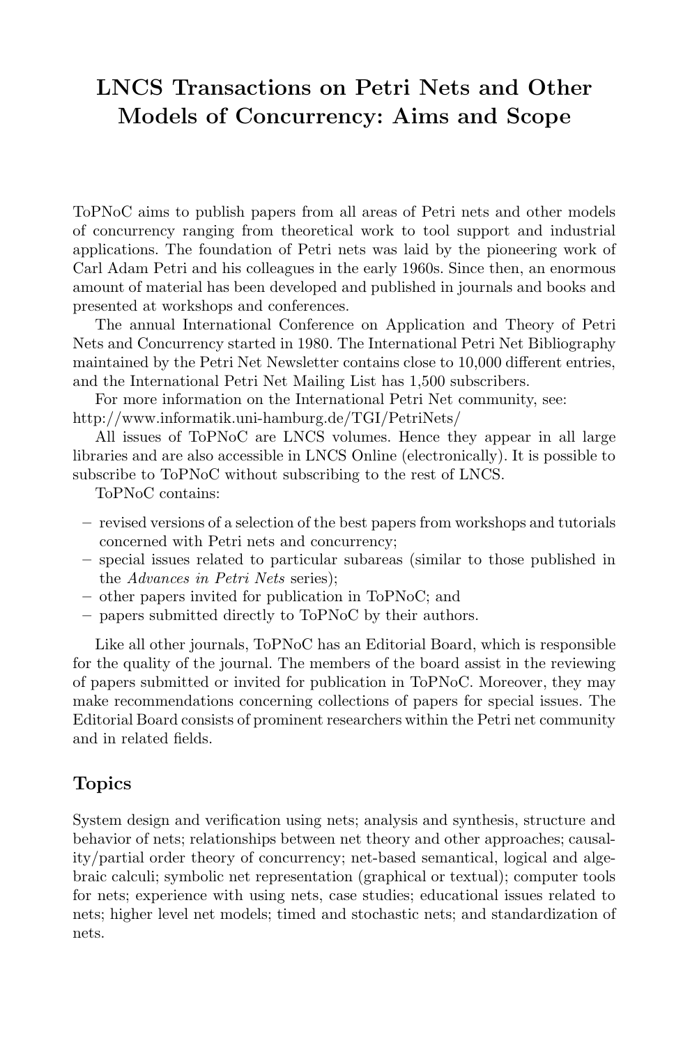# LNCS Transactions on Petri Nets and Other Models of Concurrency: Aims and Scope

ToPNoC aims to publish papers from all areas of Petri nets and other models of concurrency ranging from theoretical work to tool support and industrial applications. The foundation of Petri nets was laid by the pioneering work of Carl Adam Petri and his colleagues in the early 1960s. Since then, an enormous amount of material has been developed and published in journals and books and presented at workshops and conferences.

The annual International Conference on Application and Theory of Petri Nets and Concurrency started in 1980. The International Petri Net Bibliography maintained by the Petri Net Newsletter contains close to 10,000 different entries, and the International Petri Net Mailing List has 1,500 subscribers.

For more information on the International Petri Net community, see: http://www.informatik.uni-hamburg.de/TGI/PetriNets/

All issues of ToPNoC are LNCS volumes. Hence they appear in all large libraries and are also accessible in LNCS Online (electronically). It is possible to subscribe to ToPNoC without subscribing to the rest of LNCS.

ToPNoC contains:

- revised versions of a selection of the best papers from workshops and tutorials concerned with Petri nets and concurrency;
- special issues related to particular subareas (similar to those published in the *Advances in Petri Nets* series);
- other papers invited for publication in ToPNoC; and
- papers submitted directly to ToPNoC by their authors.

Like all other journals, ToPNoC has an Editorial Board, which is responsible for the quality of the journal. The members of the board assist in the reviewing of papers submitted or invited for publication in ToPNoC. Moreover, they may make recommendations concerning collections of papers for special issues. The Editorial Board consists of prominent researchers within the Petri net community and in related fields.

## Topics

System design and verification using nets; analysis and synthesis, structure and behavior of nets; relationships between net theory and other approaches; causality/partial order theory of concurrency; net-based semantical, logical and algebraic calculi; symbolic net representation (graphical or textual); computer tools for nets; experience with using nets, case studies; educational issues related to nets; higher level net models; timed and stochastic nets; and standardization of nets.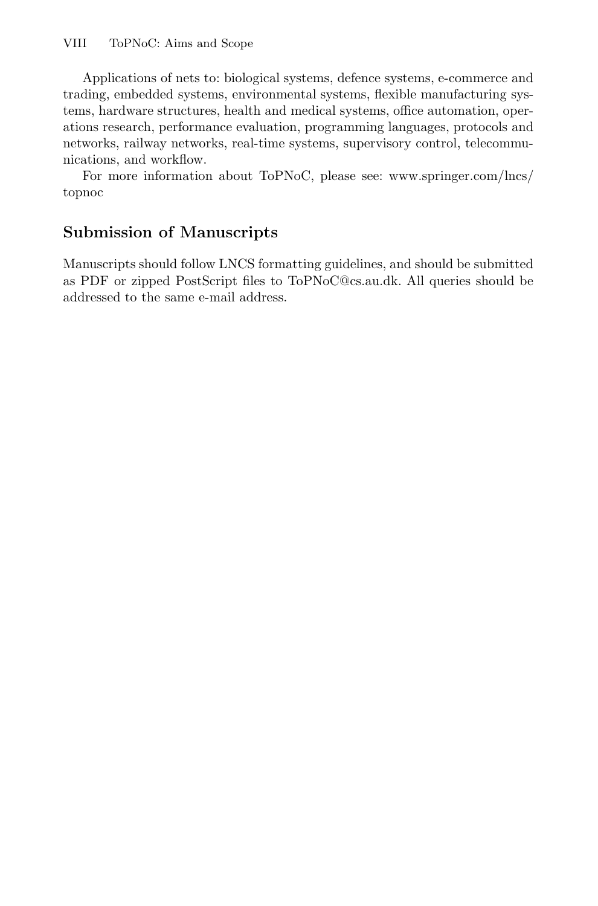Applications of nets to: biological systems, defence systems, e-commerce and trading, embedded systems, environmental systems, flexible manufacturing systems, hardware structures, health and medical systems, office automation, operations research, performance evaluation, programming languages, protocols and networks, railway networks, real-time systems, supervisory control, telecommunications, and workflow.

For more information about ToPNoC, please see: www.springer.com/lncs/topnoc

## Submission of Manuscripts

Manuscripts should follow LNCS formatting guidelines, and should be submitted as PDF or zipped PostScript files to ToPNoC@cs.au.dk. All queries should be addressed to the same e-mail address.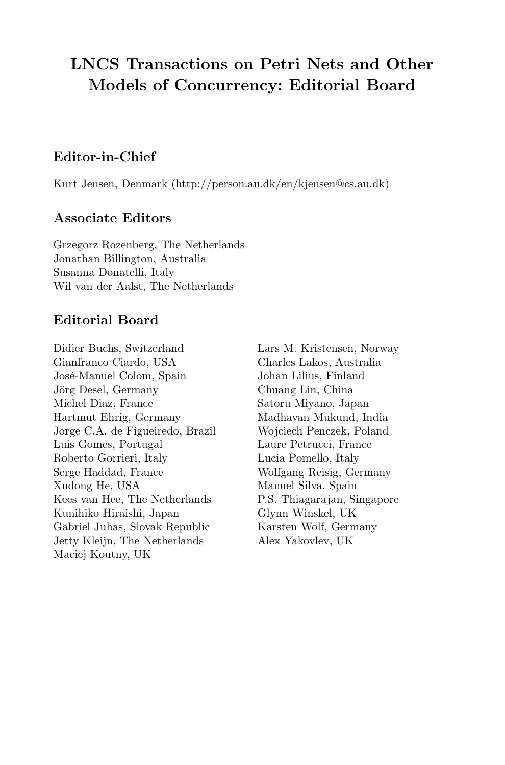# LNCS Transactions on Petri Nets and Other Models of Concurrency: Editorial Board

## Editor-in-Chief

Kurt Jensen, Denmark (http://person.au.dk/en/kjensen@cs.au.dk)

## Associate Editors

Grzegorz Rozenberg, The Netherlands
Jonathan Billington, Australia
Susanna Donatelli, Italy
Wil van der Aalst, The Netherlands

## Editorial Board

Didier Buchs, Switzerland
Gianfranco Ciardo, USA
José-Manuel Colom, Spain
Jörg Desel, Germany
Michel Diaz, France
Hartmut Ehrig, Germany
Jorge C.A. de Figueiredo, Brazil
Luis Gomes, Portugal
Roberto Gorrieri, Italy
Serge Haddad, France
Xudong He, USA
Kees van Hee, The Netherlands
Kunihiko Hiraishi, Japan
Gabriel Juhas, Slovak Republic
Jetty Kleijn, The Netherlands
Maciej Koutny, UK
Lars M. Kristensen, Norway
Charles Lakos, Australia
Johan Lilius, Finland
Chuang Lin, China
Satoru Miyano, Japan
Madhavan Mukund, India
Wojciech Penczek, Poland
Laure Petrucci, France
Lucia Pomello, Italy
Wolfgang Reisig, Germany
Manuel Silva, Spain
P.S. Thiagarajan, Singapore
Glynn Winskel, UK
Karsten Wolf, Germany
Alex Yakovlev, UK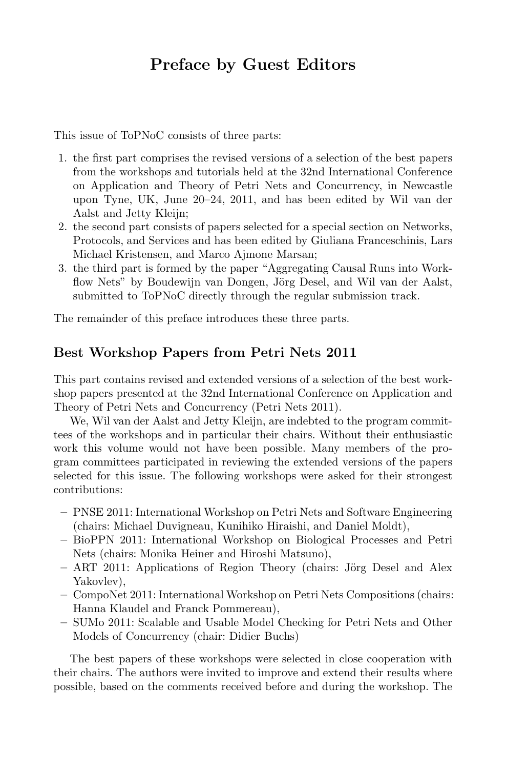# Preface by Guest Editors

This issue of ToPNoC consists of three parts:

1. the first part comprises the revised versions of a selection of the best papers from the workshops and tutorials held at the 32nd International Conference on Application and Theory of Petri Nets and Concurrency, in Newcastle upon Tyne, UK, June 20–24, 2011, and has been edited by Wil van der Aalst and Jetty Kleijn;
2. the second part consists of papers selected for a special section on Networks, Protocols, and Services and has been edited by Giuliana Franceschinis, Lars Michael Kristensen, and Marco Ajmone Marsan;
3. the third part is formed by the paper "Aggregating Causal Runs into Workflow Nets" by Boudewijn van Dongen, Jörg Desel, and Wil van der Aalst, submitted to ToPNoC directly through the regular submission track.

The remainder of this preface introduces these three parts.

## Best Workshop Papers from Petri Nets 2011

This part contains revised and extended versions of a selection of the best workshop papers presented at the 32nd International Conference on Application and Theory of Petri Nets and Concurrency (Petri Nets 2011).

We, Wil van der Aalst and Jetty Kleijn, are indebted to the program committees of the workshops and in particular their chairs. Without their enthusiastic work this volume would not have been possible. Many members of the program committees participated in reviewing the extended versions of the papers selected for this issue. The following workshops were asked for their strongest contributions:

- PNSE 2011: International Workshop on Petri Nets and Software Engineering (chairs: Michael Duvigneau, Kunihiko Hiraishi, and Daniel Moldt),
- BioPPN 2011: International Workshop on Biological Processes and Petri Nets (chairs: Monika Heiner and Hiroshi Matsuno),
- ART 2011: Applications of Region Theory (chairs: Jörg Desel and Alex Yakovlev),
- CompoNet 2011: International Workshop on Petri Nets Compositions (chairs: Hanna Klaudel and Franck Pommereau),
- SUMo 2011: Scalable and Usable Model Checking for Petri Nets and Other Models of Concurrency (chair: Didier Buchs)

The best papers of these workshops were selected in close cooperation with their chairs. The authors were invited to improve and extend their results where possible, based on the comments received before and during the workshop. The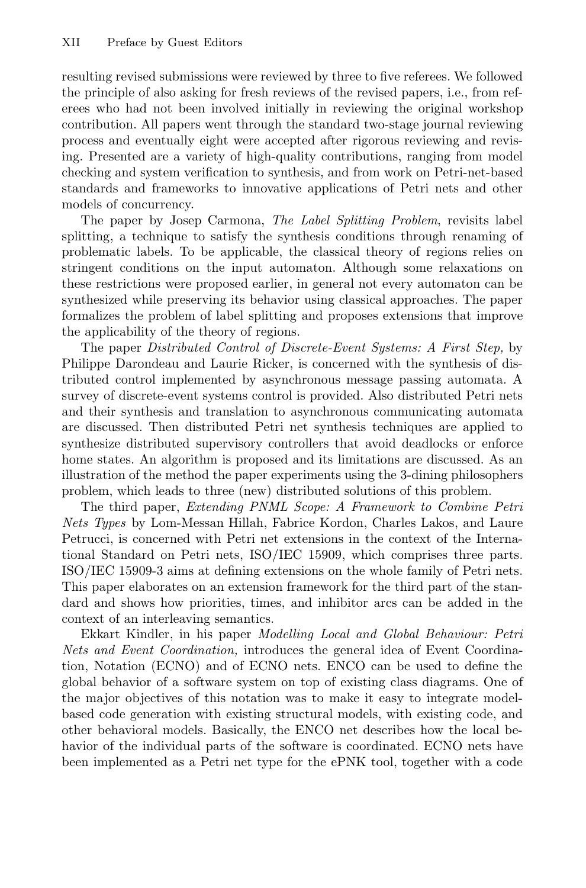resulting revised submissions were reviewed by three to five referees. We followed the principle of also asking for fresh reviews of the revised papers, i.e., from referees who had not been involved initially in reviewing the original workshop contribution. All papers went through the standard two-stage journal reviewing process and eventually eight were accepted after rigorous reviewing and revising. Presented are a variety of high-quality contributions, ranging from model checking and system verification to synthesis, and from work on Petri-net-based standards and frameworks to innovative applications of Petri nets and other models of concurrency.

The paper by Josep Carmona, *The Label Splitting Problem*, revisits label splitting, a technique to satisfy the synthesis conditions through renaming of problematic labels. To be applicable, the classical theory of regions relies on stringent conditions on the input automaton. Although some relaxations on these restrictions were proposed earlier, in general not every automaton can be synthesized while preserving its behavior using classical approaches. The paper formalizes the problem of label splitting and proposes extensions that improve the applicability of the theory of regions.

The paper *Distributed Control of Discrete-Event Systems: A First Step,* by Philippe Darondeau and Laurie Ricker, is concerned with the synthesis of distributed control implemented by asynchronous message passing automata. A survey of discrete-event systems control is provided. Also distributed Petri nets and their synthesis and translation to asynchronous communicating automata are discussed. Then distributed Petri net synthesis techniques are applied to synthesize distributed supervisory controllers that avoid deadlocks or enforce home states. An algorithm is proposed and its limitations are discussed. As an illustration of the method the paper experiments using the 3-dining philosophers problem, which leads to three (new) distributed solutions of this problem.

The third paper, *Extending PNML Scope: A Framework to Combine Petri Nets Types* by Lom-Messan Hillah, Fabrice Kordon, Charles Lakos, and Laure Petrucci, is concerned with Petri net extensions in the context of the International Standard on Petri nets, ISO/IEC 15909, which comprises three parts. ISO/IEC 15909-3 aims at defining extensions on the whole family of Petri nets. This paper elaborates on an extension framework for the third part of the standard and shows how priorities, times, and inhibitor arcs can be added in the context of an interleaving semantics.

Ekkart Kindler, in his paper *Modelling Local and Global Behaviour: Petri Nets and Event Coordination,* introduces the general idea of Event Coordination, Notation (ECNO) and of ECNO nets. ENCO can be used to define the global behavior of a software system on top of existing class diagrams. One of the major objectives of this notation was to make it easy to integrate model-based code generation with existing structural models, with existing code, and other behavioral models. Basically, the ENCO net describes how the local behavior of the individual parts of the software is coordinated. ECNO nets have been implemented as a Petri net type for the ePNK tool, together with a code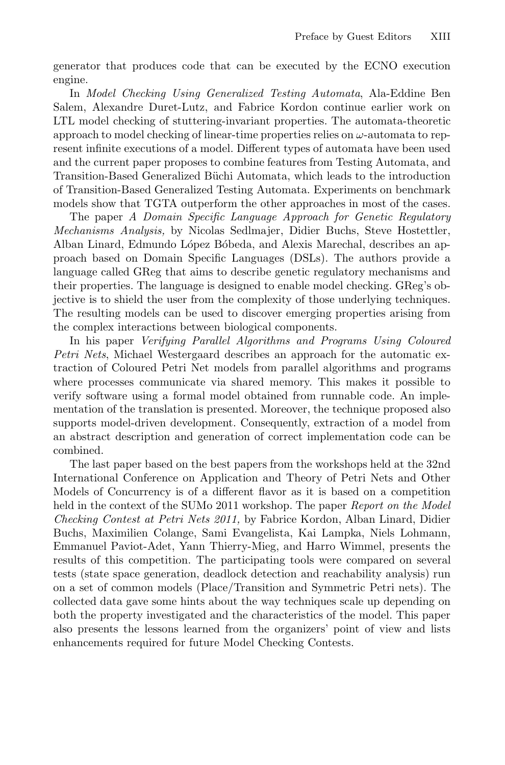generator that produces code that can be executed by the ECNO execution engine.

In *Model Checking Using Generalized Testing Automata*, Ala-Eddine Ben Salem, Alexandre Duret-Lutz, and Fabrice Kordon continue earlier work on LTL model checking of stuttering-invariant properties. The automata-theoretic approach to model checking of linear-time properties relies on $\omega$-automata to represent infinite executions of a model. Different types of automata have been used and the current paper proposes to combine features from Testing Automata, and Transition-Based Generalized Büchi Automata, which leads to the introduction of Transition-Based Generalized Testing Automata. Experiments on benchmark models show that TGTA outperform the other approaches in most of the cases.

The paper *A Domain Specific Language Approach for Genetic Regulatory Mechanisms Analysis,* by Nicolas Sedlmajer, Didier Buchs, Steve Hostettler, Alban Linard, Edmundo López Bóbeda, and Alexis Marechal, describes an approach based on Domain Specific Languages (DSLs). The authors provide a language called GReg that aims to describe genetic regulatory mechanisms and their properties. The language is designed to enable model checking. GReg's objective is to shield the user from the complexity of those underlying techniques. The resulting models can be used to discover emerging properties arising from the complex interactions between biological components.

In his paper *Verifying Parallel Algorithms and Programs Using Coloured Petri Nets*, Michael Westergaard describes an approach for the automatic extraction of Coloured Petri Net models from parallel algorithms and programs where processes communicate via shared memory. This makes it possible to verify software using a formal model obtained from runnable code. An implementation of the translation is presented. Moreover, the technique proposed also supports model-driven development. Consequently, extraction of a model from an abstract description and generation of correct implementation code can be combined.

The last paper based on the best papers from the workshops held at the 32nd International Conference on Application and Theory of Petri Nets and Other Models of Concurrency is of a different flavor as it is based on a competition held in the context of the SUMo 2011 workshop. The paper *Report on the Model Checking Contest at Petri Nets 2011,* by Fabrice Kordon, Alban Linard, Didier Buchs, Maximilien Colange, Sami Evangelista, Kai Lampka, Niels Lohmann, Emmanuel Paviot-Adet, Yann Thierry-Mieg, and Harro Wimmel, presents the results of this competition. The participating tools were compared on several tests (state space generation, deadlock detection and reachability analysis) run on a set of common models (Place/Transition and Symmetric Petri nets). The collected data gave some hints about the way techniques scale up depending on both the property investigated and the characteristics of the model. This paper also presents the lessons learned from the organizers' point of view and lists enhancements required for future Model Checking Contests.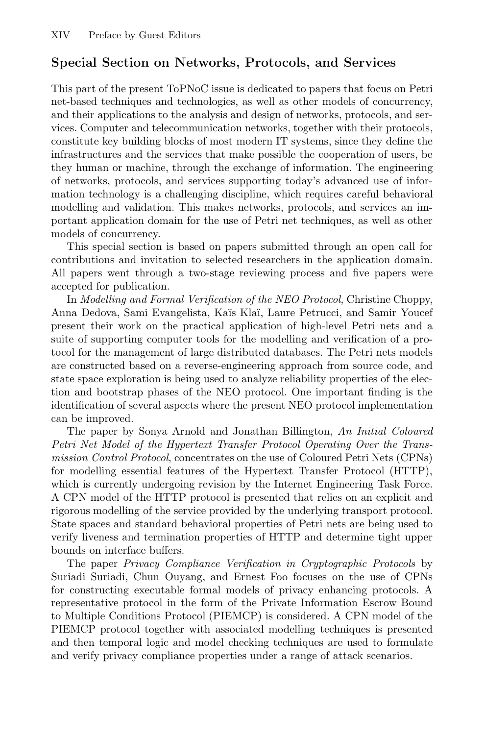## Special Section on Networks, Protocols, and Services

This part of the present ToPNoC issue is dedicated to papers that focus on Petri net-based techniques and technologies, as well as other models of concurrency, and their applications to the analysis and design of networks, protocols, and services. Computer and telecommunication networks, together with their protocols, constitute key building blocks of most modern IT systems, since they define the infrastructures and the services that make possible the cooperation of users, be they human or machine, through the exchange of information. The engineering of networks, protocols, and services supporting today's advanced use of information technology is a challenging discipline, which requires careful behavioral modelling and validation. This makes networks, protocols, and services an important application domain for the use of Petri net techniques, as well as other models of concurrency.

This special section is based on papers submitted through an open call for contributions and invitation to selected researchers in the application domain. All papers went through a two-stage reviewing process and five papers were accepted for publication.

In *Modelling and Formal Verification of the NEO Protocol*, Christine Choppy, Anna Dedova, Sami Evangelista, Kaïs Klaï, Laure Petrucci, and Samir Youcef present their work on the practical application of high-level Petri nets and a suite of supporting computer tools for the modelling and verification of a protocol for the management of large distributed databases. The Petri nets models are constructed based on a reverse-engineering approach from source code, and state space exploration is being used to analyze reliability properties of the election and bootstrap phases of the NEO protocol. One important finding is the identification of several aspects where the present NEO protocol implementation can be improved.

The paper by Sonya Arnold and Jonathan Billington, *An Initial Coloured Petri Net Model of the Hypertext Transfer Protocol Operating Over the Transmission Control Protocol*, concentrates on the use of Coloured Petri Nets (CPNs) for modelling essential features of the Hypertext Transfer Protocol (HTTP), which is currently undergoing revision by the Internet Engineering Task Force. A CPN model of the HTTP protocol is presented that relies on an explicit and rigorous modelling of the service provided by the underlying transport protocol. State spaces and standard behavioral properties of Petri nets are being used to verify liveness and termination properties of HTTP and determine tight upper bounds on interface buffers.

The paper *Privacy Compliance Verification in Cryptographic Protocols* by Suriadi Suriadi, Chun Ouyang, and Ernest Foo focuses on the use of CPNs for constructing executable formal models of privacy enhancing protocols. A representative protocol in the form of the Private Information Escrow Bound to Multiple Conditions Protocol (PIEMCP) is considered. A CPN model of the PIEMCP protocol together with associated modelling techniques is presented and then temporal logic and model checking techniques are used to formulate and verify privacy compliance properties under a range of attack scenarios.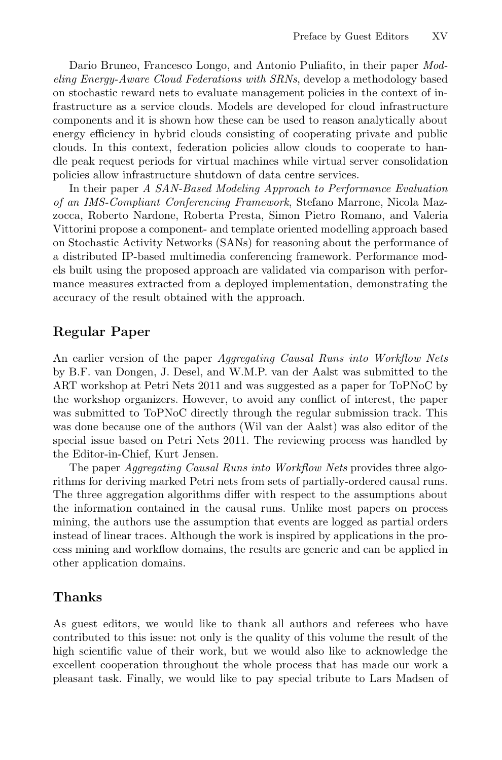Dario Bruneo, Francesco Longo, and Antonio Puliafito, in their paper *Modeling Energy-Aware Cloud Federations with SRNs*, develop a methodology based on stochastic reward nets to evaluate management policies in the context of infrastructure as a service clouds. Models are developed for cloud infrastructure components and it is shown how these can be used to reason analytically about energy efficiency in hybrid clouds consisting of cooperating private and public clouds. In this context, federation policies allow clouds to cooperate to handle peak request periods for virtual machines while virtual server consolidation policies allow infrastructure shutdown of data centre services.

In their paper *A SAN-Based Modeling Approach to Performance Evaluation of an IMS-Compliant Conferencing Framework*, Stefano Marrone, Nicola Mazzocca, Roberto Nardone, Roberta Presta, Simon Pietro Romano, and Valeria Vittorini propose a component- and template oriented modelling approach based on Stochastic Activity Networks (SANs) for reasoning about the performance of a distributed IP-based multimedia conferencing framework. Performance models built using the proposed approach are validated via comparison with performance measures extracted from a deployed implementation, demonstrating the accuracy of the result obtained with the approach.

## Regular Paper

An earlier version of the paper *Aggregating Causal Runs into Workflow Nets* by B.F. van Dongen, J. Desel, and W.M.P. van der Aalst was submitted to the ART workshop at Petri Nets 2011 and was suggested as a paper for ToPNoC by the workshop organizers. However, to avoid any conflict of interest, the paper was submitted to ToPNoC directly through the regular submission track. This was done because one of the authors (Wil van der Aalst) was also editor of the special issue based on Petri Nets 2011. The reviewing process was handled by the Editor-in-Chief, Kurt Jensen.

The paper *Aggregating Causal Runs into Workflow Nets* provides three algorithms for deriving marked Petri nets from sets of partially-ordered causal runs. The three aggregation algorithms differ with respect to the assumptions about the information contained in the causal runs. Unlike most papers on process mining, the authors use the assumption that events are logged as partial orders instead of linear traces. Although the work is inspired by applications in the process mining and workflow domains, the results are generic and can be applied in other application domains.

## Thanks

As guest editors, we would like to thank all authors and referees who have contributed to this issue: not only is the quality of this volume the result of the high scientific value of their work, but we would also like to acknowledge the excellent cooperation throughout the whole process that has made our work a pleasant task. Finally, we would like to pay special tribute to Lars Madsen of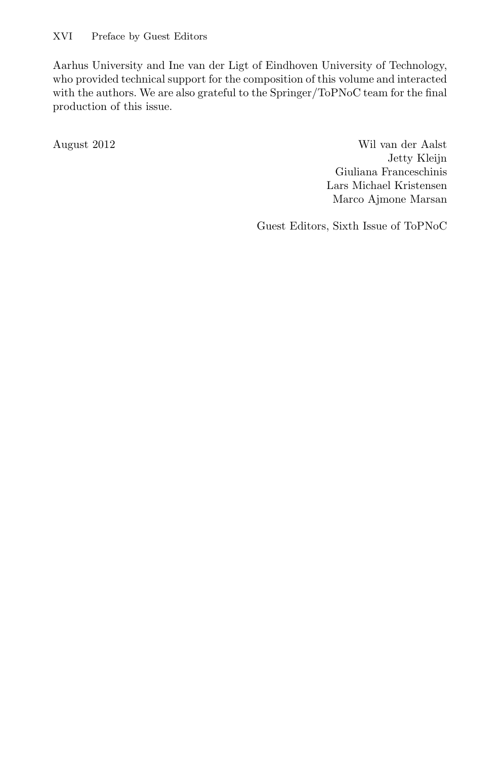Aarhus University and Ine van der Ligt of Eindhoven University of Technology, who provided technical support for the composition of this volume and interacted with the authors. We are also grateful to the Springer/ToPNoC team for the final production of this issue.

August 2012

Wil van der Aalst
Jetty Kleijn
Giuliana Franceschinis
Lars Michael Kristensen
Marco Ajmone Marsan

Guest Editors, Sixth Issue of ToPNoC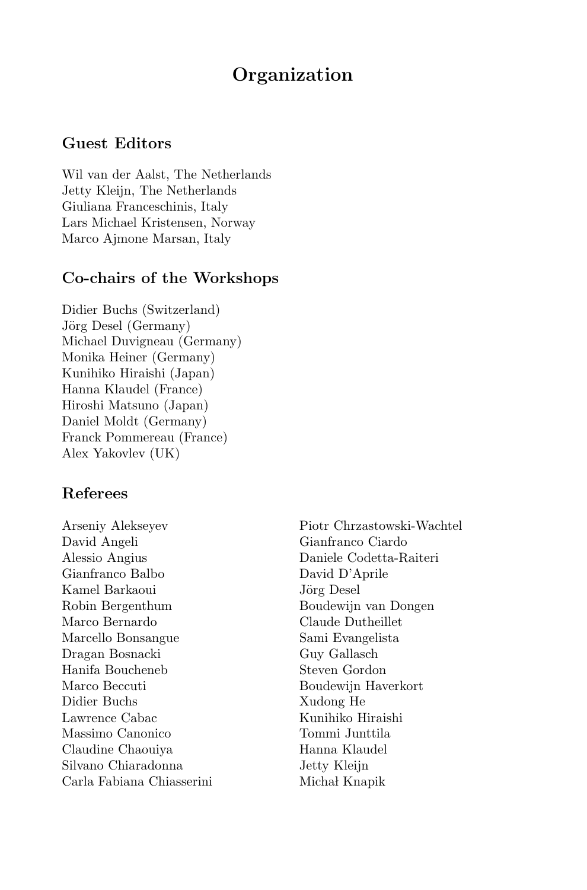# Organization

## Guest Editors

Wil van der Aalst, The Netherlands
Jetty Kleijn, The Netherlands
Giuliana Franceschinis, Italy
Lars Michael Kristensen, Norway
Marco Ajmone Marsan, Italy

## Co-chairs of the Workshops

Didier Buchs (Switzerland)
Jörg Desel (Germany)
Michael Duvigneau (Germany)
Monika Heiner (Germany)
Kunihiko Hiraishi (Japan)
Hanna Klaudel (France)
Hiroshi Matsuno (Japan)
Daniel Moldt (Germany)
Franck Pommereau (France)
Alex Yakovlev (UK)

## Referees

Arseniy Alekseyev
David Angeli
Alessio Angius
Gianfranco Balbo
Kamel Barkaoui
Robin Bergenthum
Marco Bernardo
Marcello Bonsangue
Dragan Bosnacki
Hanifa Boucheneb
Marco Beccuti
Didier Buchs
Lawrence Cabac
Massimo Canonico
Claudine Chaouiya
Silvano Chiaradonna
Carla Fabiana Chiasserini
Piotr Chrzastowski-Wachtel
Gianfranco Ciardo
Daniele Codetta-Raiteri
David D'Aprile
Jörg Desel
Boudewijn van Dongen
Claude Dutheillet
Sami Evangelista
Guy Gallasch
Steven Gordon
Boudewijn Haverkort
Xudong He
Kunihiko Hiraishi
Tommi Junttila
Hanna Klaudel
Jetty Kleijn
Michał Knapik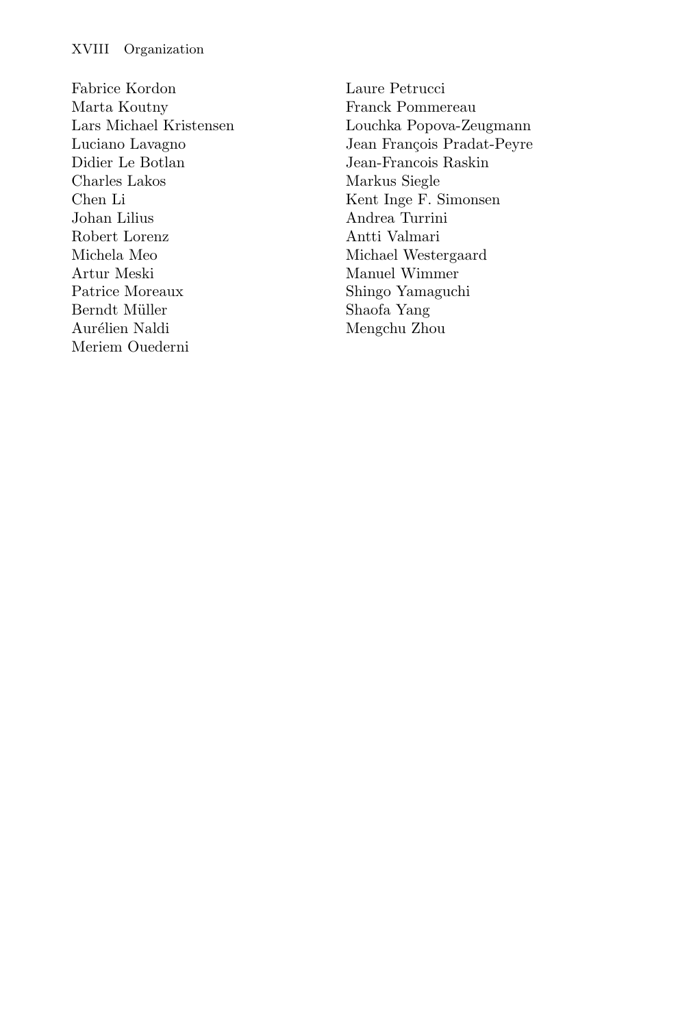Fabrice Kordon
Marta Koutny
Lars Michael Kristensen
Luciano Lavagno
Didier Le Botlan
Charles Lakos
Chen Li
Johan Lilius
Robert Lorenz
Michela Meo
Artur Meski
Patrice Moreaux
Berndt Müller
Aurélien Naldi
Meriem Ouederni
Laure Petrucci
Franck Pommereau
Louchka Popova-Zeugmann
Jean François Pradat-Peyre
Jean-Francois Raskin
Markus Siegle
Kent Inge F. Simonsen
Andrea Turrini
Antti Valmari
Michael Westergaard
Manuel Wimmer
Shingo Yamaguchi
Shaofa Yang
Mengchu Zhou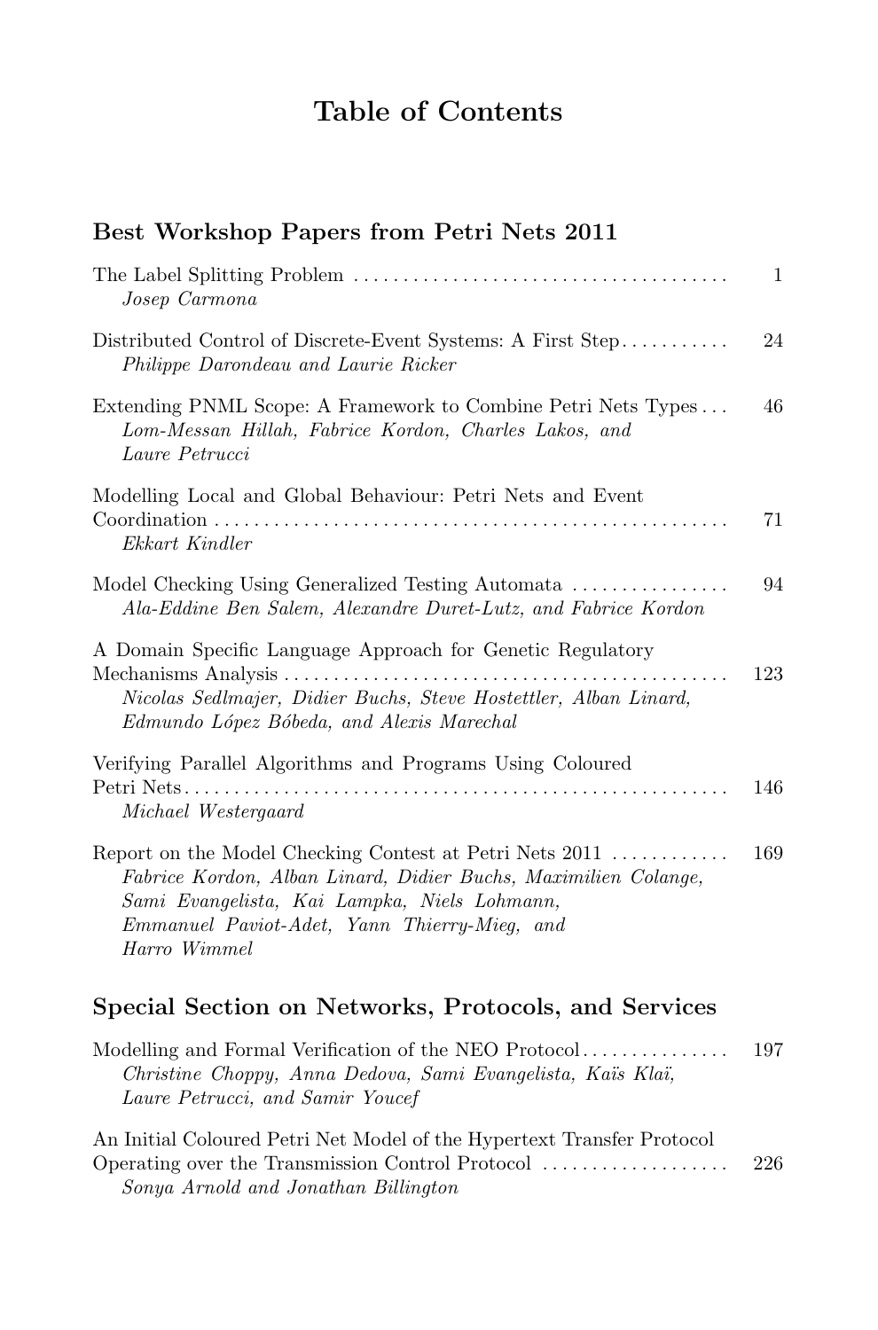# Table of Contents

## Best Workshop Papers from Petri Nets 2011

The Label Splitting Problem ..................................... 1
*Josep Carmona*

Distributed Control of Discrete-Event Systems: A First Step ........... 24
*Philippe Darondeau and Laurie Ricker*

Extending PNML Scope: A Framework to Combine Petri Nets Types ... 46
*Lom-Messan Hillah, Fabrice Kordon, Charles Lakos, and Laure Petrucci*

Modelling Local and Global Behaviour: Petri Nets and Event Coordination ..................................................... 71
*Ekkart Kindler*

Model Checking Using Generalized Testing Automata ................ 94
*Ala-Eddine Ben Salem, Alexandre Duret-Lutz, and Fabrice Kordon*

A Domain Specific Language Approach for Genetic Regulatory Mechanisms Analysis ............................................. 123
*Nicolas Sedlmajer, Didier Buchs, Steve Hostettler, Alban Linard, Edmundo López Bóbeda, and Alexis Marechal*

Verifying Parallel Algorithms and Programs Using Coloured Petri Nets ....................................................... 146
*Michael Westergaard*

Report on the Model Checking Contest at Petri Nets 2011 ............ 169
*Fabrice Kordon, Alban Linard, Didier Buchs, Maximilien Colange, Sami Evangelista, Kai Lampka, Niels Lohmann, Emmanuel Paviot-Adet, Yann Thierry-Mieg, and Harro Wimmel*

## Special Section on Networks, Protocols, and Services

Modelling and Formal Verification of the NEO Protocol ............... 197
*Christine Choppy, Anna Dedova, Sami Evangelista, Kaïs Klaï, Laure Petrucci, and Samir Youcef*

An Initial Coloured Petri Net Model of the Hypertext Transfer Protocol Operating over the Transmission Control Protocol ................... 226
*Sonya Arnold and Jonathan Billington*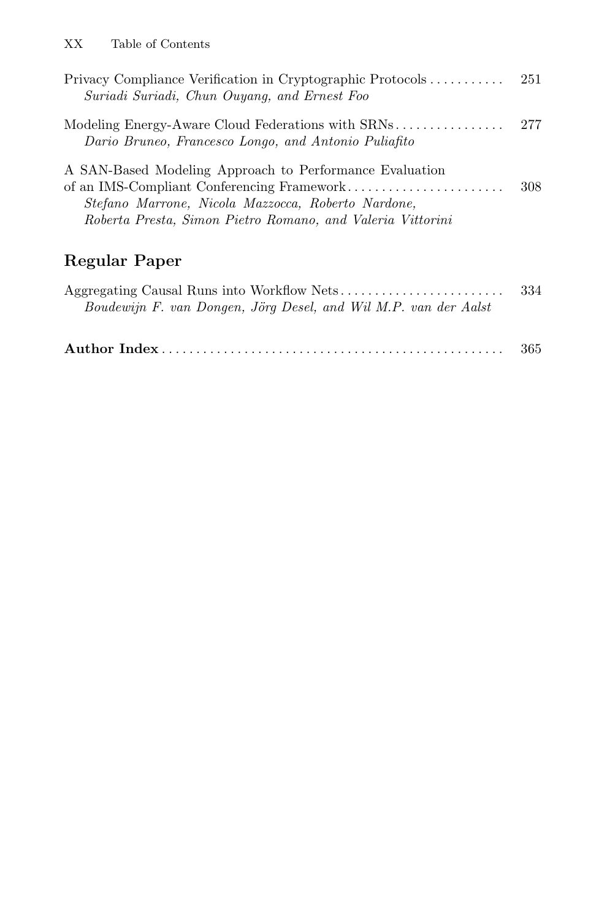Privacy Compliance Verification in Cryptographic Protocols ........... 251
*Suriadi Suriadi, Chun Ouyang, and Ernest Foo*

Modeling Energy-Aware Cloud Federations with SRNs ................ 277
*Dario Bruneo, Francesco Longo, and Antonio Puliafito*

A SAN-Based Modeling Approach to Performance Evaluation of an IMS-Compliant Conferencing Framework ........................ 308
*Stefano Marrone, Nicola Mazzocca, Roberto Nardone, Roberta Presta, Simon Pietro Romano, and Valeria Vittorini*

## Regular Paper

Aggregating Causal Runs into Workflow Nets ........................ 334
*Boudewijn F. van Dongen, Jörg Desel, and Wil M.P. van der Aalst*

**Author Index** .................................................. 365